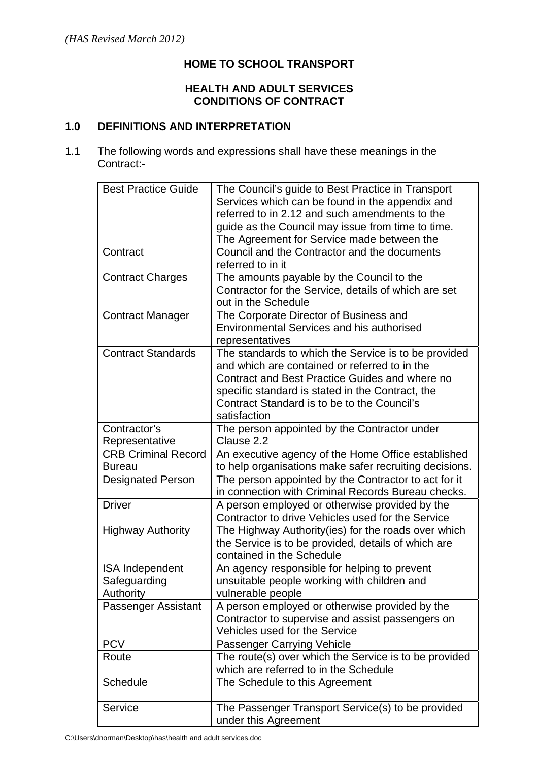*(HAS Revised March 2012)*

**HOME TO SCHOOL TRANSPORT**

**HEALTH AND ADULT SERVICES**
**CONDITIONS OF CONTRACT**

## 1.0 DEFINITIONS AND INTERPRETATION

1.1 The following words and expressions shall have these meanings in the Contract:-

| | |
|---|---|
| Best Practice Guide | The Council's guide to Best Practice in Transport Services which can be found in the appendix and referred to in 2.12 and such amendments to the guide as the Council may issue from time to time. |
| Contract | The Agreement for Service made between the Council and the Contractor and the documents referred to in it |
| Contract Charges | The amounts payable by the Council to the Contractor for the Service, details of which are set out in the Schedule |
| Contract Manager | The Corporate Director of Business and Environmental Services and his authorised representatives |
| Contract Standards | The standards to which the Service is to be provided and which are contained or referred to in the Contract and Best Practice Guides and where no specific standard is stated in the Contract, the Contract Standard is to be to the Council's satisfaction |
| Contractor's Representative | The person appointed by the Contractor under Clause 2.2 |
| CRB Criminal Record Bureau | An executive agency of the Home Office established to help organisations make safer recruiting decisions. |
| Designated Person | The person appointed by the Contractor to act for it in connection with Criminal Records Bureau checks. |
| Driver | A person employed or otherwise provided by the Contractor to drive Vehicles used for the Service |
| Highway Authority | The Highway Authority(ies) for the roads over which the Service is to be provided, details of which are contained in the Schedule |
| ISA Independent Safeguarding Authority | An agency responsible for helping to prevent unsuitable people working with children and vulnerable people |
| Passenger Assistant | A person employed or otherwise provided by the Contractor to supervise and assist passengers on Vehicles used for the Service |
| PCV | Passenger Carrying Vehicle |
| Route | The route(s) over which the Service is to be provided which are referred to in the Schedule |
| Schedule | The Schedule to this Agreement |
| Service | The Passenger Transport Service(s) to be provided under this Agreement |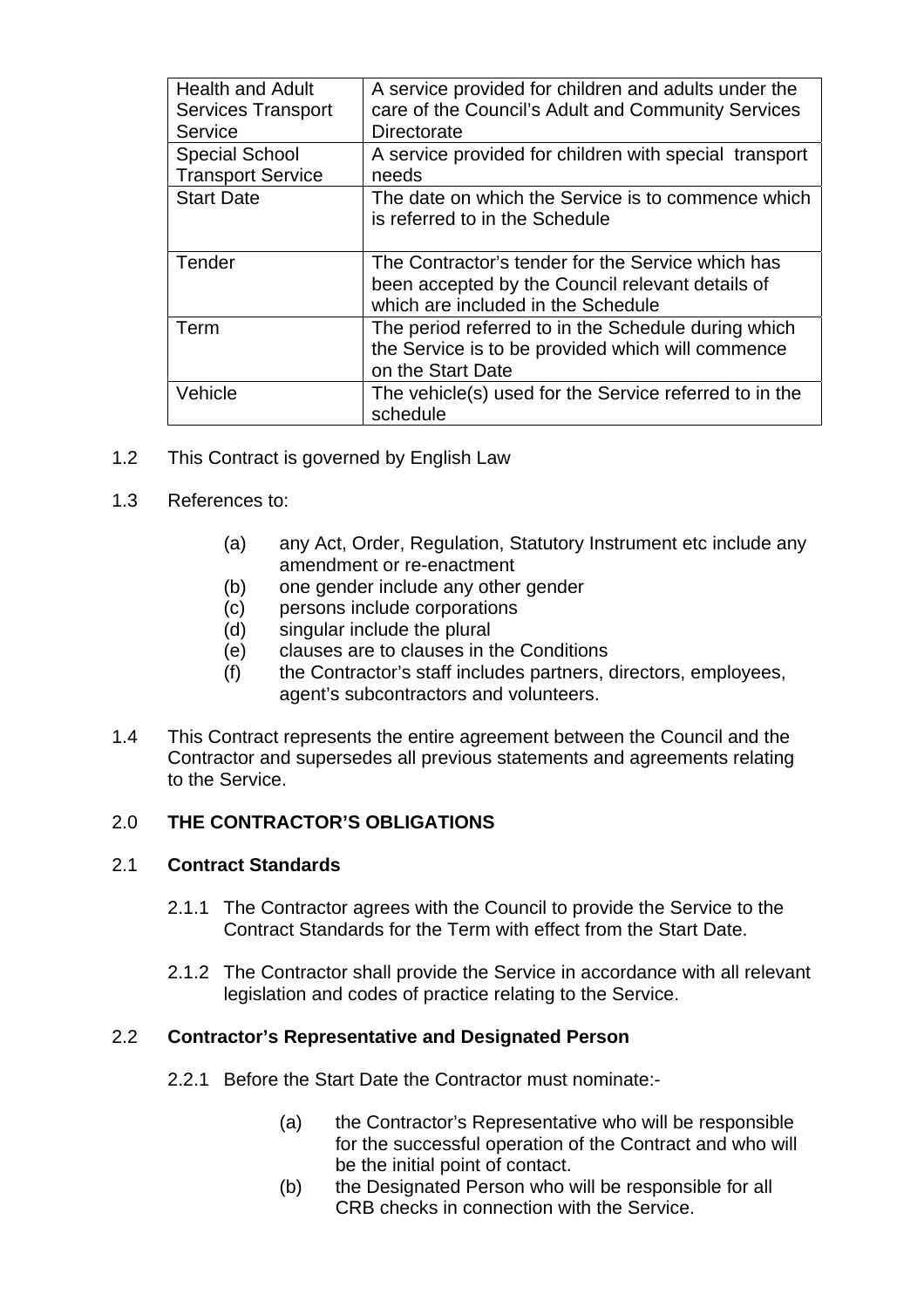| | |
|---|---|
| Health and Adult Services Transport Service | A service provided for children and adults under the care of the Council's Adult and Community Services Directorate |
| Special School Transport Service | A service provided for children with special transport needs |
| Start Date | The date on which the Service is to commence which is referred to in the Schedule |
| Tender | The Contractor's tender for the Service which has been accepted by the Council relevant details of which are included in the Schedule |
| Term | The period referred to in the Schedule during which the Service is to be provided which will commence on the Start Date |
| Vehicle | The vehicle(s) used for the Service referred to in the schedule |

1.2 This Contract is governed by English Law

1.3 References to:

- (a) any Act, Order, Regulation, Statutory Instrument etc include any amendment or re-enactment
- (b) one gender include any other gender
- (c) persons include corporations
- (d) singular include the plural
- (e) clauses are to clauses in the Conditions
- (f) the Contractor's staff includes partners, directors, employees, agent's subcontractors and volunteers.

1.4 This Contract represents the entire agreement between the Council and the Contractor and supersedes all previous statements and agreements relating to the Service.

## 2.0 THE CONTRACTOR'S OBLIGATIONS

### 2.1 Contract Standards

2.1.1 The Contractor agrees with the Council to provide the Service to the Contract Standards for the Term with effect from the Start Date.

2.1.2 The Contractor shall provide the Service in accordance with all relevant legislation and codes of practice relating to the Service.

### 2.2 Contractor's Representative and Designated Person

2.2.1 Before the Start Date the Contractor must nominate:-

- (a) the Contractor's Representative who will be responsible for the successful operation of the Contract and who will be the initial point of contact.
- (b) the Designated Person who will be responsible for all CRB checks in connection with the Service.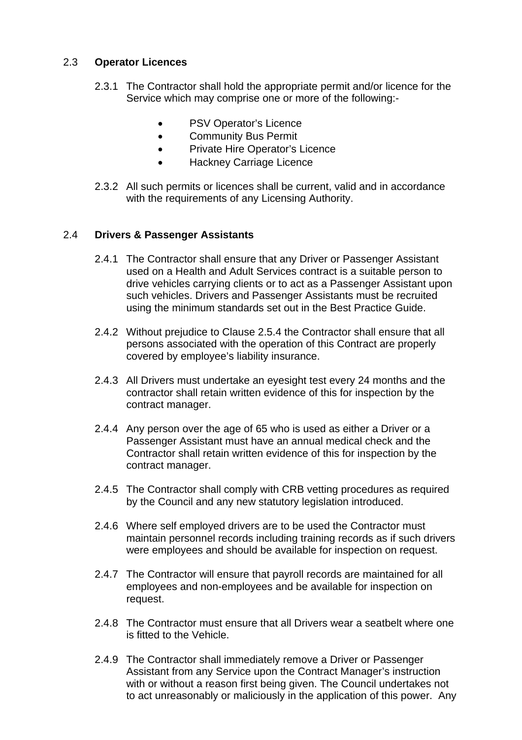## 2.3 **Operator Licences**

2.3.1 The Contractor shall hold the appropriate permit and/or licence for the Service which may comprise one or more of the following:-

- PSV Operator's Licence
- Community Bus Permit
- Private Hire Operator's Licence
- Hackney Carriage Licence

2.3.2 All such permits or licences shall be current, valid and in accordance with the requirements of any Licensing Authority.

## 2.4 **Drivers & Passenger Assistants**

2.4.1 The Contractor shall ensure that any Driver or Passenger Assistant used on a Health and Adult Services contract is a suitable person to drive vehicles carrying clients or to act as a Passenger Assistant upon such vehicles. Drivers and Passenger Assistants must be recruited using the minimum standards set out in the Best Practice Guide.

2.4.2 Without prejudice to Clause 2.5.4 the Contractor shall ensure that all persons associated with the operation of this Contract are properly covered by employee's liability insurance.

2.4.3 All Drivers must undertake an eyesight test every 24 months and the contractor shall retain written evidence of this for inspection by the contract manager.

2.4.4 Any person over the age of 65 who is used as either a Driver or a Passenger Assistant must have an annual medical check and the Contractor shall retain written evidence of this for inspection by the contract manager.

2.4.5 The Contractor shall comply with CRB vetting procedures as required by the Council and any new statutory legislation introduced.

2.4.6 Where self employed drivers are to be used the Contractor must maintain personnel records including training records as if such drivers were employees and should be available for inspection on request.

2.4.7 The Contractor will ensure that payroll records are maintained for all employees and non-employees and be available for inspection on request.

2.4.8 The Contractor must ensure that all Drivers wear a seatbelt where one is fitted to the Vehicle.

2.4.9 The Contractor shall immediately remove a Driver or Passenger Assistant from any Service upon the Contract Manager's instruction with or without a reason first being given. The Council undertakes not to act unreasonably or maliciously in the application of this power. Any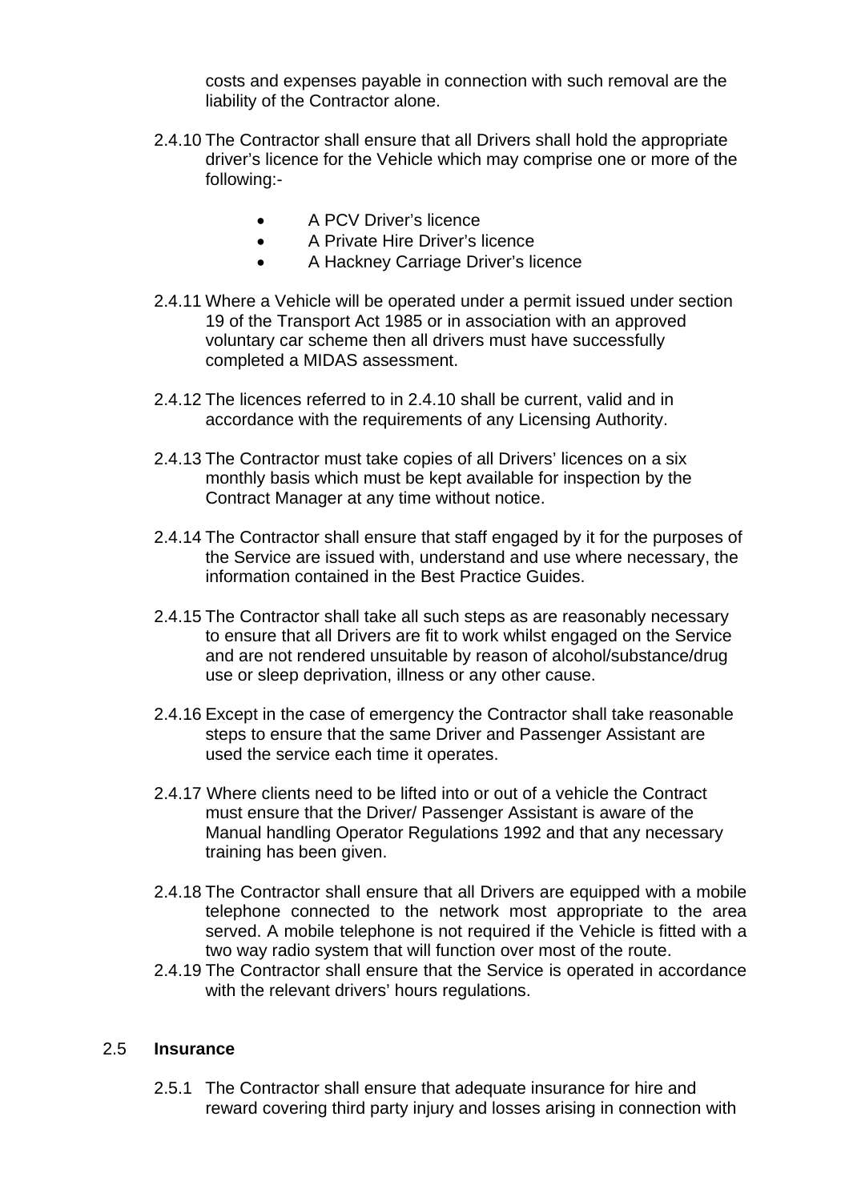costs and expenses payable in connection with such removal are the liability of the Contractor alone.

2.4.10 The Contractor shall ensure that all Drivers shall hold the appropriate driver's licence for the Vehicle which may comprise one or more of the following:-

- A PCV Driver's licence
- A Private Hire Driver's licence
- A Hackney Carriage Driver's licence

2.4.11 Where a Vehicle will be operated under a permit issued under section 19 of the Transport Act 1985 or in association with an approved voluntary car scheme then all drivers must have successfully completed a MIDAS assessment.

2.4.12 The licences referred to in 2.4.10 shall be current, valid and in accordance with the requirements of any Licensing Authority.

2.4.13 The Contractor must take copies of all Drivers' licences on a six monthly basis which must be kept available for inspection by the Contract Manager at any time without notice.

2.4.14 The Contractor shall ensure that staff engaged by it for the purposes of the Service are issued with, understand and use where necessary, the information contained in the Best Practice Guides.

2.4.15 The Contractor shall take all such steps as are reasonably necessary to ensure that all Drivers are fit to work whilst engaged on the Service and are not rendered unsuitable by reason of alcohol/substance/drug use or sleep deprivation, illness or any other cause.

2.4.16 Except in the case of emergency the Contractor shall take reasonable steps to ensure that the same Driver and Passenger Assistant are used the service each time it operates.

2.4.17 Where clients need to be lifted into or out of a vehicle the Contract must ensure that the Driver/ Passenger Assistant is aware of the Manual handling Operator Regulations 1992 and that any necessary training has been given.

2.4.18 The Contractor shall ensure that all Drivers are equipped with a mobile telephone connected to the network most appropriate to the area served. A mobile telephone is not required if the Vehicle is fitted with a two way radio system that will function over most of the route.

2.4.19 The Contractor shall ensure that the Service is operated in accordance with the relevant drivers' hours regulations.

## 2.5 Insurance

2.5.1 The Contractor shall ensure that adequate insurance for hire and reward covering third party injury and losses arising in connection with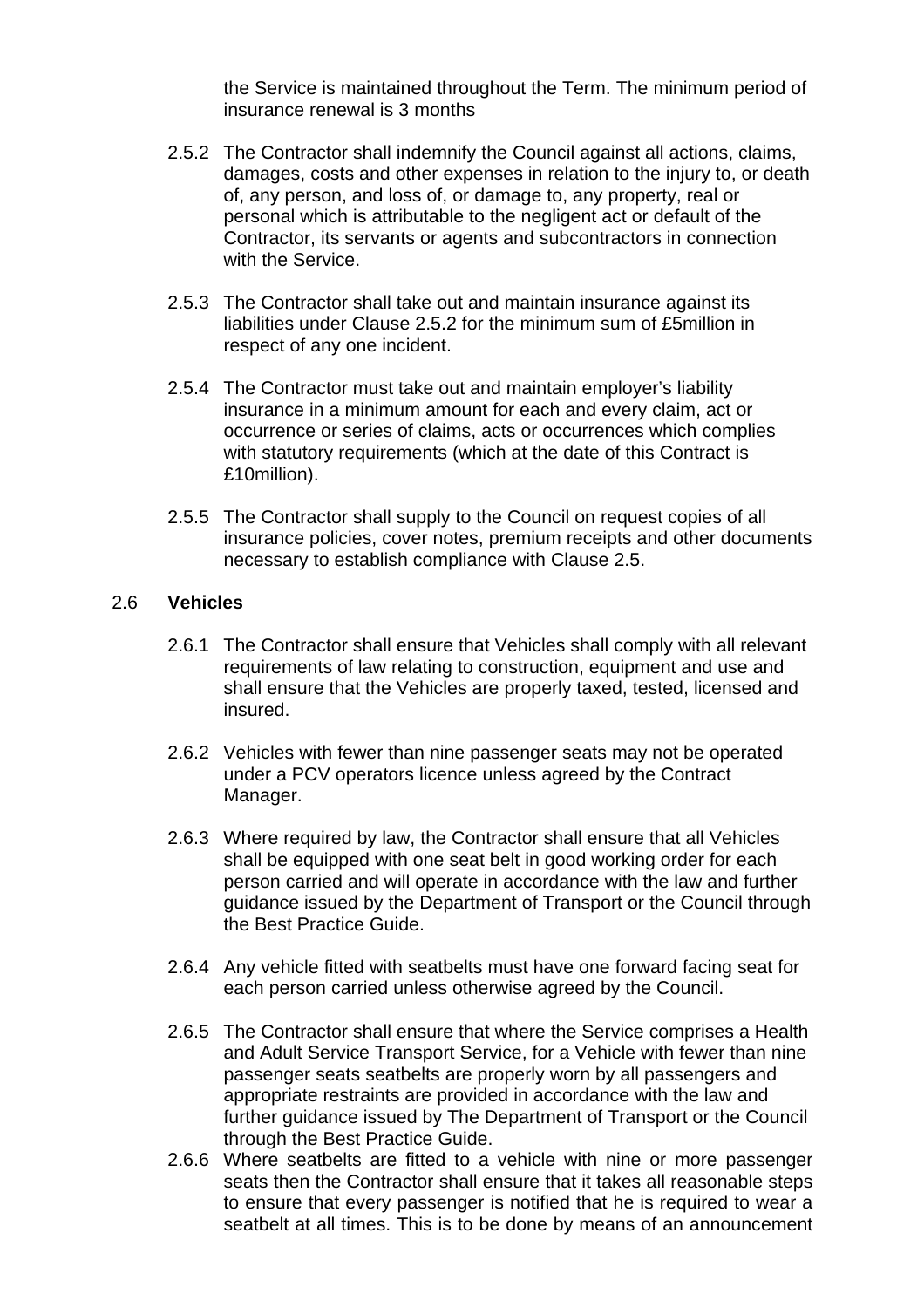the Service is maintained throughout the Term. The minimum period of insurance renewal is 3 months

2.5.2 The Contractor shall indemnify the Council against all actions, claims, damages, costs and other expenses in relation to the injury to, or death of, any person, and loss of, or damage to, any property, real or personal which is attributable to the negligent act or default of the Contractor, its servants or agents and subcontractors in connection with the Service.

2.5.3 The Contractor shall take out and maintain insurance against its liabilities under Clause 2.5.2 for the minimum sum of £5million in respect of any one incident.

2.5.4 The Contractor must take out and maintain employer's liability insurance in a minimum amount for each and every claim, act or occurrence or series of claims, acts or occurrences which complies with statutory requirements (which at the date of this Contract is £10million).

2.5.5 The Contractor shall supply to the Council on request copies of all insurance policies, cover notes, premium receipts and other documents necessary to establish compliance with Clause 2.5.

## 2.6 Vehicles

2.6.1 The Contractor shall ensure that Vehicles shall comply with all relevant requirements of law relating to construction, equipment and use and shall ensure that the Vehicles are properly taxed, tested, licensed and insured.

2.6.2 Vehicles with fewer than nine passenger seats may not be operated under a PCV operators licence unless agreed by the Contract Manager.

2.6.3 Where required by law, the Contractor shall ensure that all Vehicles shall be equipped with one seat belt in good working order for each person carried and will operate in accordance with the law and further guidance issued by the Department of Transport or the Council through the Best Practice Guide.

2.6.4 Any vehicle fitted with seatbelts must have one forward facing seat for each person carried unless otherwise agreed by the Council.

2.6.5 The Contractor shall ensure that where the Service comprises a Health and Adult Service Transport Service, for a Vehicle with fewer than nine passenger seats seatbelts are properly worn by all passengers and appropriate restraints are provided in accordance with the law and further guidance issued by The Department of Transport or the Council through the Best Practice Guide.

2.6.6 Where seatbelts are fitted to a vehicle with nine or more passenger seats then the Contractor shall ensure that it takes all reasonable steps to ensure that every passenger is notified that he is required to wear a seatbelt at all times. This is to be done by means of an announcement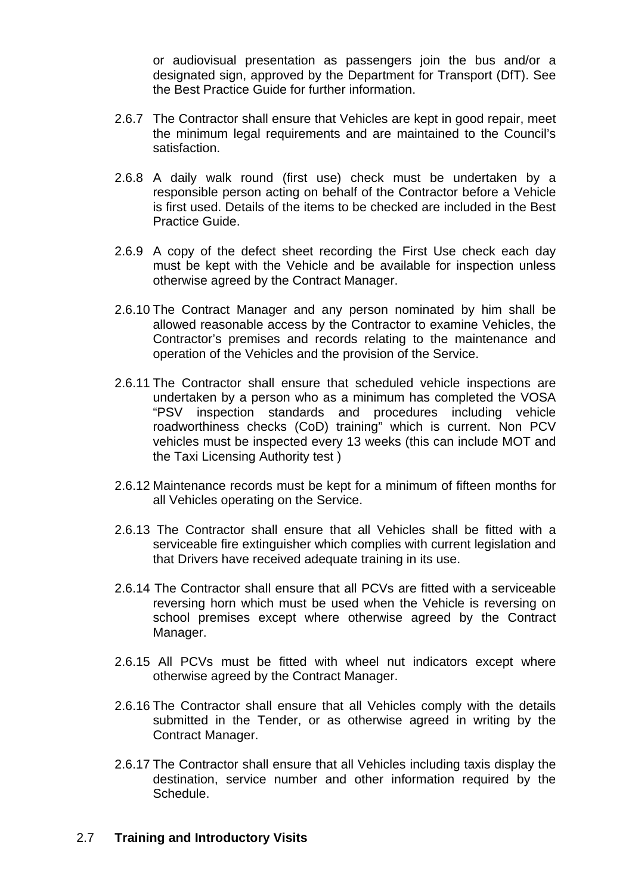or audiovisual presentation as passengers join the bus and/or a designated sign, approved by the Department for Transport (DfT). See the Best Practice Guide for further information.

2.6.7 The Contractor shall ensure that Vehicles are kept in good repair, meet the minimum legal requirements and are maintained to the Council's satisfaction.

2.6.8 A daily walk round (first use) check must be undertaken by a responsible person acting on behalf of the Contractor before a Vehicle is first used. Details of the items to be checked are included in the Best Practice Guide.

2.6.9 A copy of the defect sheet recording the First Use check each day must be kept with the Vehicle and be available for inspection unless otherwise agreed by the Contract Manager.

2.6.10 The Contract Manager and any person nominated by him shall be allowed reasonable access by the Contractor to examine Vehicles, the Contractor's premises and records relating to the maintenance and operation of the Vehicles and the provision of the Service.

2.6.11 The Contractor shall ensure that scheduled vehicle inspections are undertaken by a person who as a minimum has completed the VOSA "PSV inspection standards and procedures including vehicle roadworthiness checks (CoD) training" which is current. Non PCV vehicles must be inspected every 13 weeks (this can include MOT and the Taxi Licensing Authority test )

2.6.12 Maintenance records must be kept for a minimum of fifteen months for all Vehicles operating on the Service.

2.6.13 The Contractor shall ensure that all Vehicles shall be fitted with a serviceable fire extinguisher which complies with current legislation and that Drivers have received adequate training in its use.

2.6.14 The Contractor shall ensure that all PCVs are fitted with a serviceable reversing horn which must be used when the Vehicle is reversing on school premises except where otherwise agreed by the Contract Manager.

2.6.15 All PCVs must be fitted with wheel nut indicators except where otherwise agreed by the Contract Manager.

2.6.16 The Contractor shall ensure that all Vehicles comply with the details submitted in the Tender, or as otherwise agreed in writing by the Contract Manager.

2.6.17 The Contractor shall ensure that all Vehicles including taxis display the destination, service number and other information required by the Schedule.

## 2.7 **Training and Introductory Visits**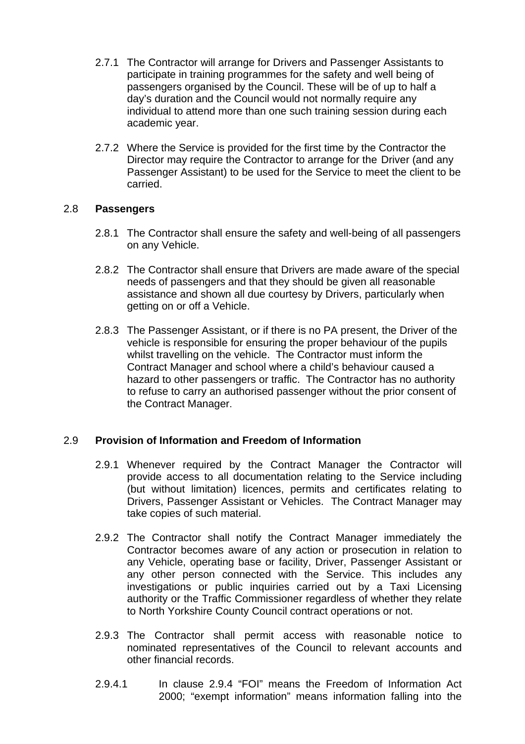2.7.1 The Contractor will arrange for Drivers and Passenger Assistants to participate in training programmes for the safety and well being of passengers organised by the Council. These will be of up to half a day's duration and the Council would not normally require any individual to attend more than one such training session during each academic year.

2.7.2 Where the Service is provided for the first time by the Contractor the Director may require the Contractor to arrange for the Driver (and any Passenger Assistant) to be used for the Service to meet the client to be carried.

## 2.8 **Passengers**

2.8.1 The Contractor shall ensure the safety and well-being of all passengers on any Vehicle.

2.8.2 The Contractor shall ensure that Drivers are made aware of the special needs of passengers and that they should be given all reasonable assistance and shown all due courtesy by Drivers, particularly when getting on or off a Vehicle.

2.8.3 The Passenger Assistant, or if there is no PA present, the Driver of the vehicle is responsible for ensuring the proper behaviour of the pupils whilst travelling on the vehicle. The Contractor must inform the Contract Manager and school where a child's behaviour caused a hazard to other passengers or traffic. The Contractor has no authority to refuse to carry an authorised passenger without the prior consent of the Contract Manager.

## 2.9 **Provision of Information and Freedom of Information**

2.9.1 Whenever required by the Contract Manager the Contractor will provide access to all documentation relating to the Service including (but without limitation) licences, permits and certificates relating to Drivers, Passenger Assistant or Vehicles. The Contract Manager may take copies of such material.

2.9.2 The Contractor shall notify the Contract Manager immediately the Contractor becomes aware of any action or prosecution in relation to any Vehicle, operating base or facility, Driver, Passenger Assistant or any other person connected with the Service. This includes any investigations or public inquiries carried out by a Taxi Licensing authority or the Traffic Commissioner regardless of whether they relate to North Yorkshire County Council contract operations or not.

2.9.3 The Contractor shall permit access with reasonable notice to nominated representatives of the Council to relevant accounts and other financial records.

2.9.4.1 In clause 2.9.4 "FOI" means the Freedom of Information Act 2000; "exempt information" means information falling into the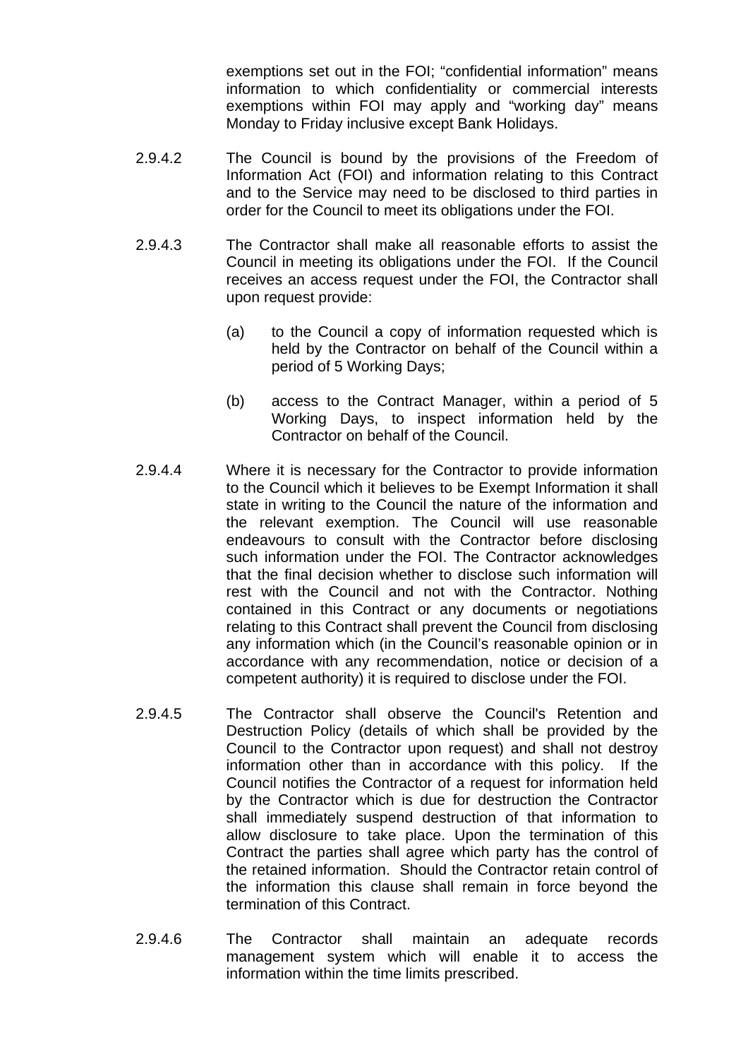exemptions set out in the FOI; “confidential information” means information to which confidentiality or commercial interests exemptions within FOI may apply and “working day” means Monday to Friday inclusive except Bank Holidays.

2.9.4.2 The Council is bound by the provisions of the Freedom of Information Act (FOI) and information relating to this Contract and to the Service may need to be disclosed to third parties in order for the Council to meet its obligations under the FOI.

2.9.4.3 The Contractor shall make all reasonable efforts to assist the Council in meeting its obligations under the FOI. If the Council receives an access request under the FOI, the Contractor shall upon request provide:

(a) to the Council a copy of information requested which is held by the Contractor on behalf of the Council within a period of 5 Working Days;

(b) access to the Contract Manager, within a period of 5 Working Days, to inspect information held by the Contractor on behalf of the Council.

2.9.4.4 Where it is necessary for the Contractor to provide information to the Council which it believes to be Exempt Information it shall state in writing to the Council the nature of the information and the relevant exemption. The Council will use reasonable endeavours to consult with the Contractor before disclosing such information under the FOI. The Contractor acknowledges that the final decision whether to disclose such information will rest with the Council and not with the Contractor. Nothing contained in this Contract or any documents or negotiations relating to this Contract shall prevent the Council from disclosing any information which (in the Council’s reasonable opinion or in accordance with any recommendation, notice or decision of a competent authority) it is required to disclose under the FOI.

2.9.4.5 The Contractor shall observe the Council's Retention and Destruction Policy (details of which shall be provided by the Council to the Contractor upon request) and shall not destroy information other than in accordance with this policy. If the Council notifies the Contractor of a request for information held by the Contractor which is due for destruction the Contractor shall immediately suspend destruction of that information to allow disclosure to take place. Upon the termination of this Contract the parties shall agree which party has the control of the retained information. Should the Contractor retain control of the information this clause shall remain in force beyond the termination of this Contract.

2.9.4.6 The Contractor shall maintain an adequate records management system which will enable it to access the information within the time limits prescribed.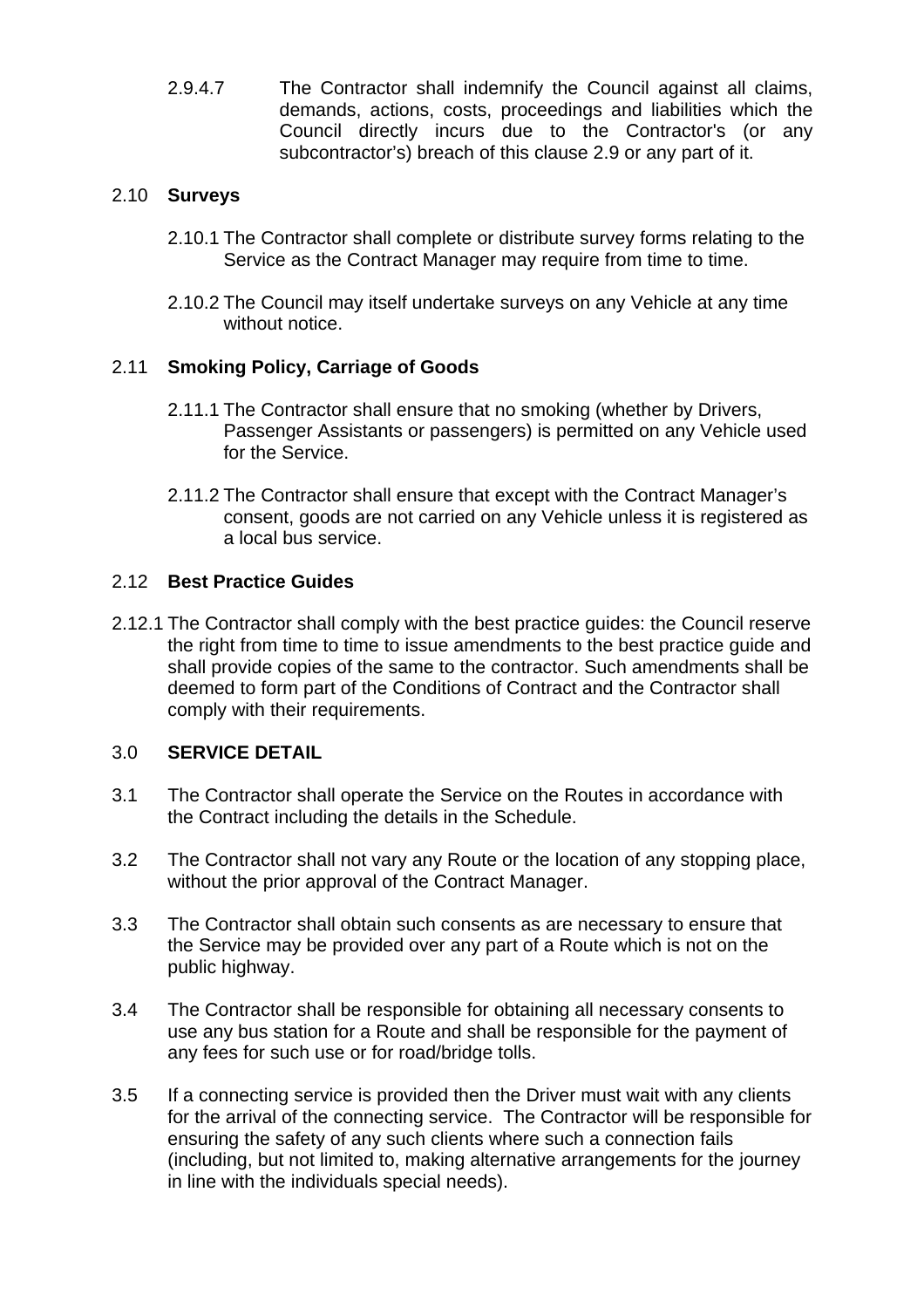2.9.4.7 The Contractor shall indemnify the Council against all claims, demands, actions, costs, proceedings and liabilities which the Council directly incurs due to the Contractor's (or any subcontractor's) breach of this clause 2.9 or any part of it.

2.10 **Surveys**

2.10.1 The Contractor shall complete or distribute survey forms relating to the Service as the Contract Manager may require from time to time.

2.10.2 The Council may itself undertake surveys on any Vehicle at any time without notice.

2.11 **Smoking Policy, Carriage of Goods**

2.11.1 The Contractor shall ensure that no smoking (whether by Drivers, Passenger Assistants or passengers) is permitted on any Vehicle used for the Service.

2.11.2 The Contractor shall ensure that except with the Contract Manager's consent, goods are not carried on any Vehicle unless it is registered as a local bus service.

2.12 **Best Practice Guides**

2.12.1 The Contractor shall comply with the best practice guides: the Council reserve the right from time to time to issue amendments to the best practice guide and shall provide copies of the same to the contractor. Such amendments shall be deemed to form part of the Conditions of Contract and the Contractor shall comply with their requirements.

3.0 **SERVICE DETAIL**

3.1 The Contractor shall operate the Service on the Routes in accordance with the Contract including the details in the Schedule.

3.2 The Contractor shall not vary any Route or the location of any stopping place, without the prior approval of the Contract Manager.

3.3 The Contractor shall obtain such consents as are necessary to ensure that the Service may be provided over any part of a Route which is not on the public highway.

3.4 The Contractor shall be responsible for obtaining all necessary consents to use any bus station for a Route and shall be responsible for the payment of any fees for such use or for road/bridge tolls.

3.5 If a connecting service is provided then the Driver must wait with any clients for the arrival of the connecting service. The Contractor will be responsible for ensuring the safety of any such clients where such a connection fails (including, but not limited to, making alternative arrangements for the journey in line with the individuals special needs).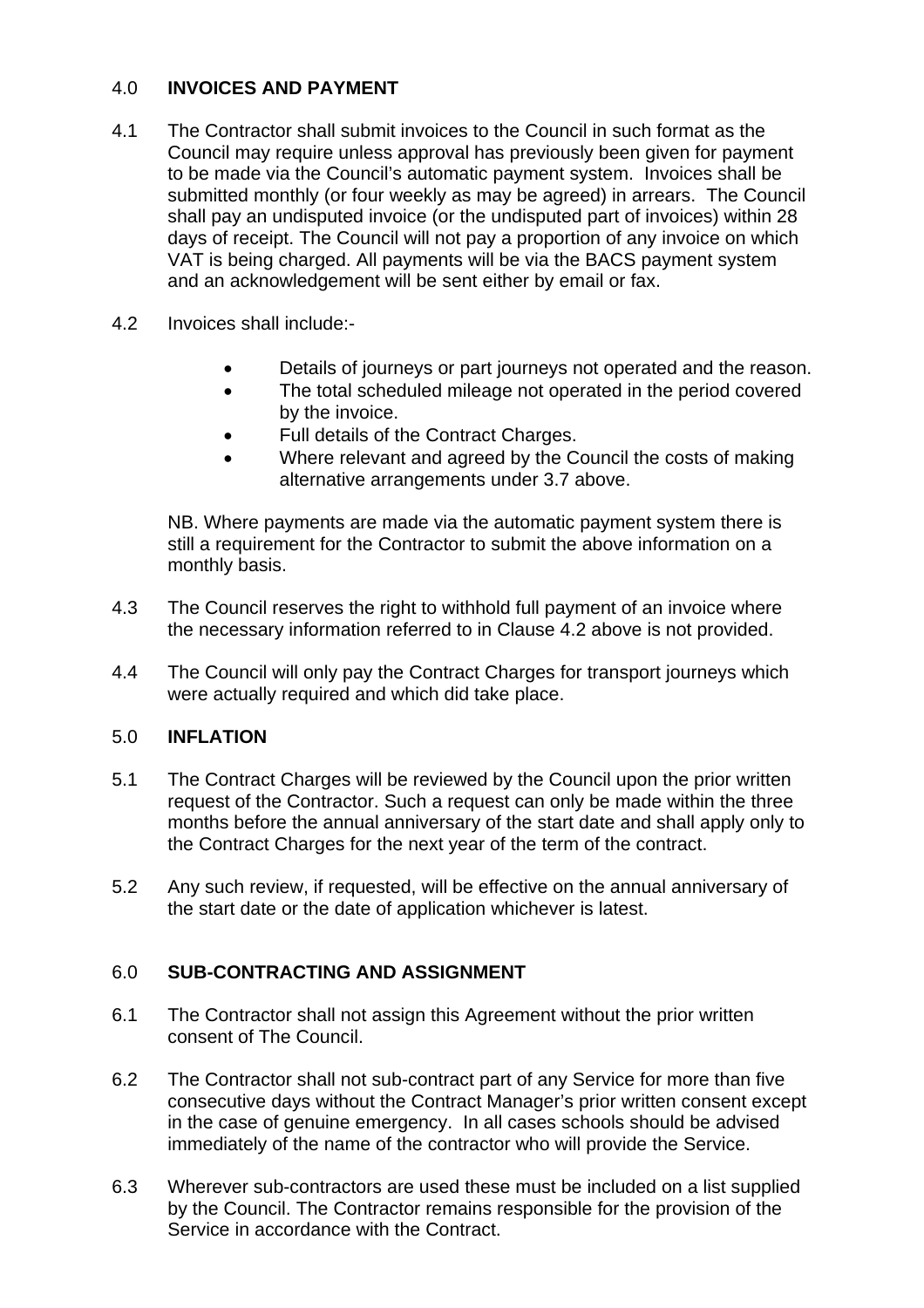## 4.0 INVOICES AND PAYMENT

4.1 The Contractor shall submit invoices to the Council in such format as the Council may require unless approval has previously been given for payment to be made via the Council's automatic payment system. Invoices shall be submitted monthly (or four weekly as may be agreed) in arrears. The Council shall pay an undisputed invoice (or the undisputed part of invoices) within 28 days of receipt. The Council will not pay a proportion of any invoice on which VAT is being charged. All payments will be via the BACS payment system and an acknowledgement will be sent either by email or fax.

4.2 Invoices shall include:-

- Details of journeys or part journeys not operated and the reason.
- The total scheduled mileage not operated in the period covered by the invoice.
- Full details of the Contract Charges.
- Where relevant and agreed by the Council the costs of making alternative arrangements under 3.7 above.

NB. Where payments are made via the automatic payment system there is still a requirement for the Contractor to submit the above information on a monthly basis.

4.3 The Council reserves the right to withhold full payment of an invoice where the necessary information referred to in Clause 4.2 above is not provided.

4.4 The Council will only pay the Contract Charges for transport journeys which were actually required and which did take place.

## 5.0 INFLATION

5.1 The Contract Charges will be reviewed by the Council upon the prior written request of the Contractor. Such a request can only be made within the three months before the annual anniversary of the start date and shall apply only to the Contract Charges for the next year of the term of the contract.

5.2 Any such review, if requested, will be effective on the annual anniversary of the start date or the date of application whichever is latest.

## 6.0 SUB-CONTRACTING AND ASSIGNMENT

6.1 The Contractor shall not assign this Agreement without the prior written consent of The Council.

6.2 The Contractor shall not sub-contract part of any Service for more than five consecutive days without the Contract Manager's prior written consent except in the case of genuine emergency. In all cases schools should be advised immediately of the name of the contractor who will provide the Service.

6.3 Wherever sub-contractors are used these must be included on a list supplied by the Council. The Contractor remains responsible for the provision of the Service in accordance with the Contract.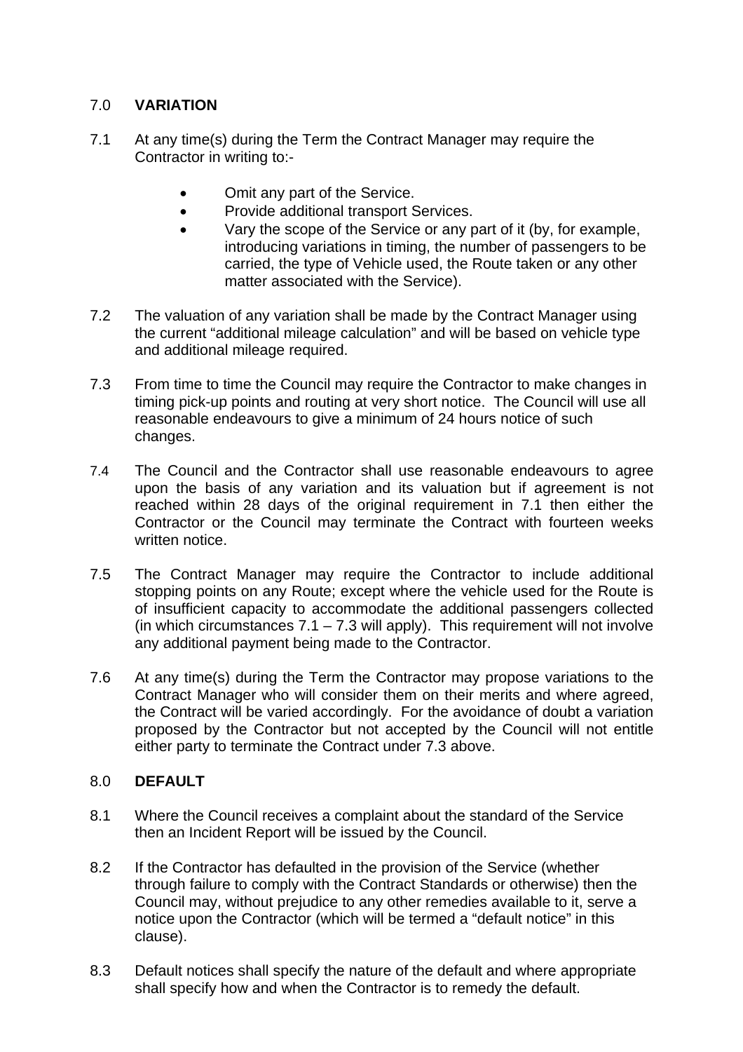## 7.0 VARIATION

7.1 At any time(s) during the Term the Contract Manager may require the Contractor in writing to:-

- Omit any part of the Service.
- Provide additional transport Services.
- Vary the scope of the Service or any part of it (by, for example, introducing variations in timing, the number of passengers to be carried, the type of Vehicle used, the Route taken or any other matter associated with the Service).

7.2 The valuation of any variation shall be made by the Contract Manager using the current "additional mileage calculation" and will be based on vehicle type and additional mileage required.

7.3 From time to time the Council may require the Contractor to make changes in timing pick-up points and routing at very short notice. The Council will use all reasonable endeavours to give a minimum of 24 hours notice of such changes.

7.4 The Council and the Contractor shall use reasonable endeavours to agree upon the basis of any variation and its valuation but if agreement is not reached within 28 days of the original requirement in 7.1 then either the Contractor or the Council may terminate the Contract with fourteen weeks written notice.

7.5 The Contract Manager may require the Contractor to include additional stopping points on any Route; except where the vehicle used for the Route is of insufficient capacity to accommodate the additional passengers collected (in which circumstances 7.1 – 7.3 will apply). This requirement will not involve any additional payment being made to the Contractor.

7.6 At any time(s) during the Term the Contractor may propose variations to the Contract Manager who will consider them on their merits and where agreed, the Contract will be varied accordingly. For the avoidance of doubt a variation proposed by the Contractor but not accepted by the Council will not entitle either party to terminate the Contract under 7.3 above.

## 8.0 DEFAULT

8.1 Where the Council receives a complaint about the standard of the Service then an Incident Report will be issued by the Council.

8.2 If the Contractor has defaulted in the provision of the Service (whether through failure to comply with the Contract Standards or otherwise) then the Council may, without prejudice to any other remedies available to it, serve a notice upon the Contractor (which will be termed a "default notice" in this clause).

8.3 Default notices shall specify the nature of the default and where appropriate shall specify how and when the Contractor is to remedy the default.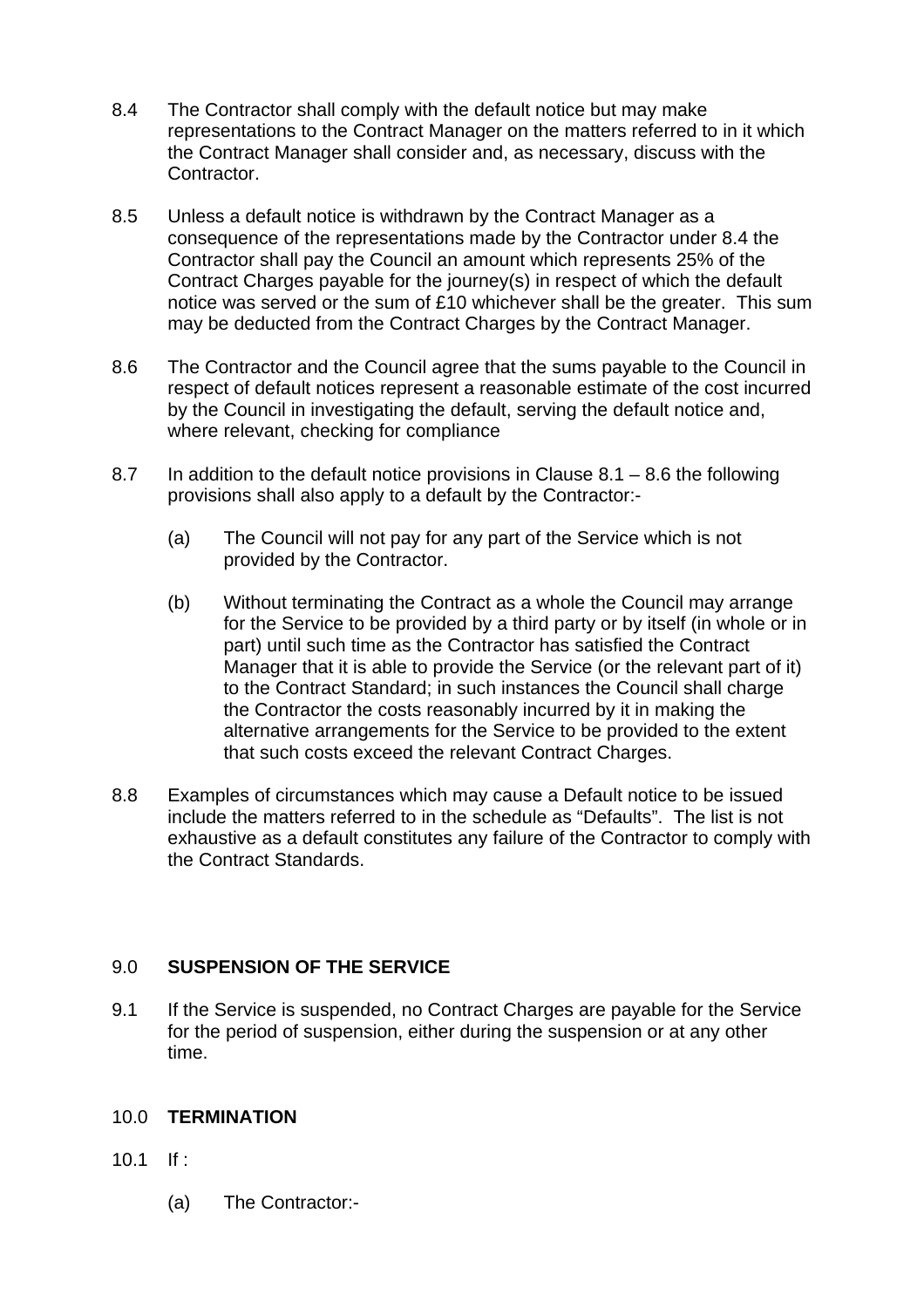8.4 The Contractor shall comply with the default notice but may make representations to the Contract Manager on the matters referred to in it which the Contract Manager shall consider and, as necessary, discuss with the Contractor.

8.5 Unless a default notice is withdrawn by the Contract Manager as a consequence of the representations made by the Contractor under 8.4 the Contractor shall pay the Council an amount which represents 25% of the Contract Charges payable for the journey(s) in respect of which the default notice was served or the sum of £10 whichever shall be the greater. This sum may be deducted from the Contract Charges by the Contract Manager.

8.6 The Contractor and the Council agree that the sums payable to the Council in respect of default notices represent a reasonable estimate of the cost incurred by the Council in investigating the default, serving the default notice and, where relevant, checking for compliance

8.7 In addition to the default notice provisions in Clause 8.1 – 8.6 the following provisions shall also apply to a default by the Contractor:-

(a) The Council will not pay for any part of the Service which is not provided by the Contractor.

(b) Without terminating the Contract as a whole the Council may arrange for the Service to be provided by a third party or by itself (in whole or in part) until such time as the Contractor has satisfied the Contract Manager that it is able to provide the Service (or the relevant part of it) to the Contract Standard; in such instances the Council shall charge the Contractor the costs reasonably incurred by it in making the alternative arrangements for the Service to be provided to the extent that such costs exceed the relevant Contract Charges.

8.8 Examples of circumstances which may cause a Default notice to be issued include the matters referred to in the schedule as "Defaults". The list is not exhaustive as a default constitutes any failure of the Contractor to comply with the Contract Standards.

## 9.0 SUSPENSION OF THE SERVICE

9.1 If the Service is suspended, no Contract Charges are payable for the Service for the period of suspension, either during the suspension or at any other time.

## 10.0 TERMINATION

10.1 If :

(a) The Contractor:-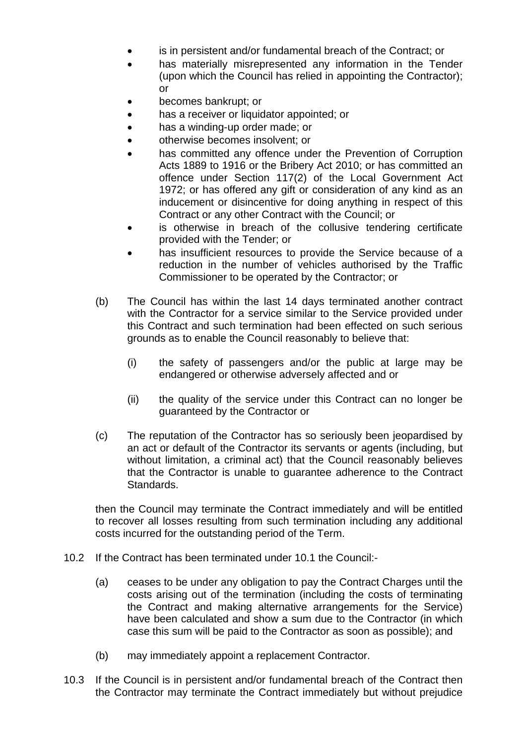- is in persistent and/or fundamental breach of the Contract; or
- has materially misrepresented any information in the Tender (upon which the Council has relied in appointing the Contractor); or
- becomes bankrupt; or
- has a receiver or liquidator appointed; or
- has a winding-up order made; or
- otherwise becomes insolvent; or
- has committed any offence under the Prevention of Corruption Acts 1889 to 1916 or the Bribery Act 2010; or has committed an offence under Section 117(2) of the Local Government Act 1972; or has offered any gift or consideration of any kind as an inducement or disincentive for doing anything in respect of this Contract or any other Contract with the Council; or
- is otherwise in breach of the collusive tendering certificate provided with the Tender; or
- has insufficient resources to provide the Service because of a reduction in the number of vehicles authorised by the Traffic Commissioner to be operated by the Contractor; or

(b) The Council has within the last 14 days terminated another contract with the Contractor for a service similar to the Service provided under this Contract and such termination had been effected on such serious grounds as to enable the Council reasonably to believe that:

(i) the safety of passengers and/or the public at large may be endangered or otherwise adversely affected and or

(ii) the quality of the service under this Contract can no longer be guaranteed by the Contractor or

(c) The reputation of the Contractor has so seriously been jeopardised by an act or default of the Contractor its servants or agents (including, but without limitation, a criminal act) that the Council reasonably believes that the Contractor is unable to guarantee adherence to the Contract Standards.

then the Council may terminate the Contract immediately and will be entitled to recover all losses resulting from such termination including any additional costs incurred for the outstanding period of the Term.

10.2 If the Contract has been terminated under 10.1 the Council:-

(a) ceases to be under any obligation to pay the Contract Charges until the costs arising out of the termination (including the costs of terminating the Contract and making alternative arrangements for the Service) have been calculated and show a sum due to the Contractor (in which case this sum will be paid to the Contractor as soon as possible); and

(b) may immediately appoint a replacement Contractor.

10.3 If the Council is in persistent and/or fundamental breach of the Contract then the Contractor may terminate the Contract immediately but without prejudice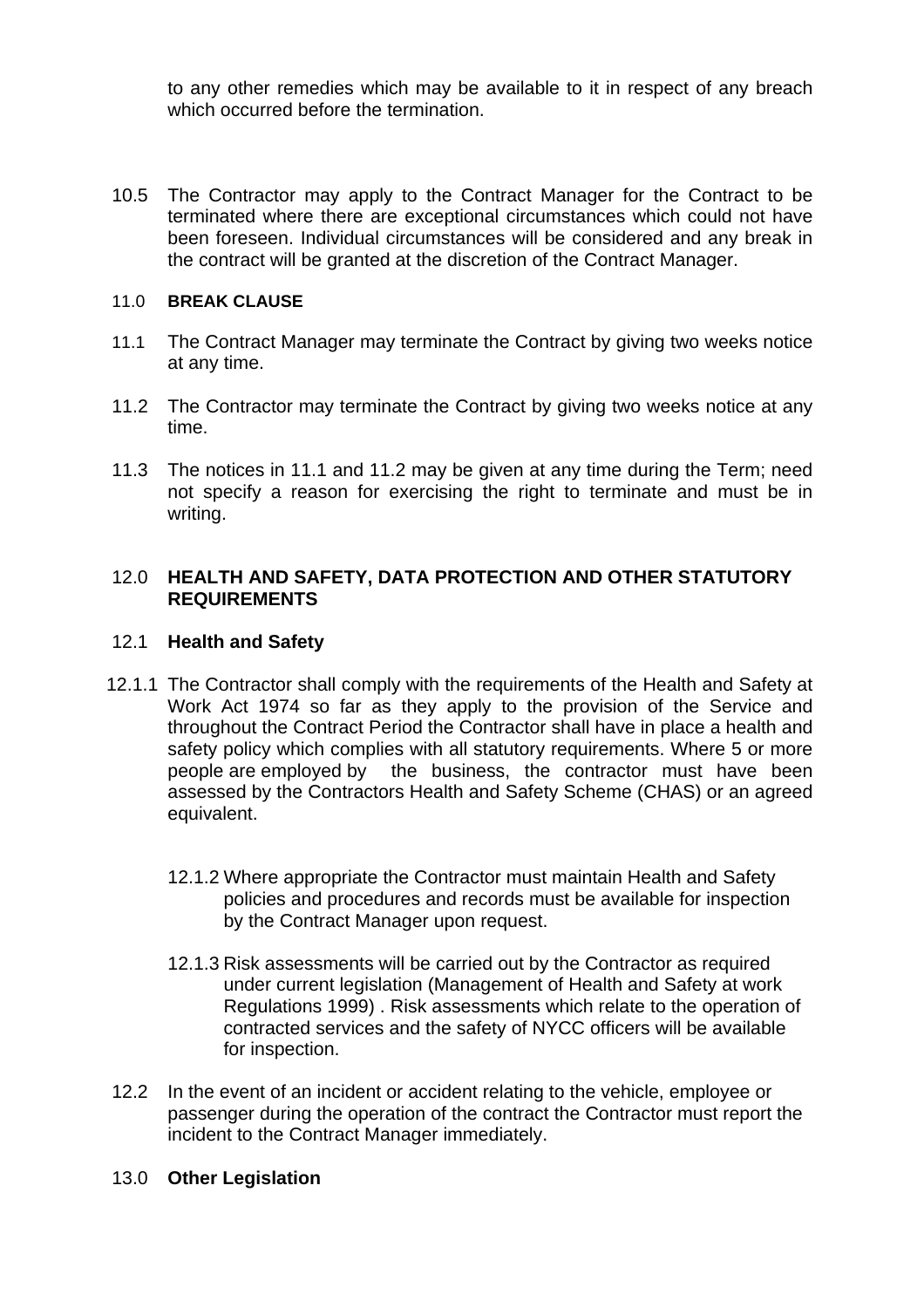to any other remedies which may be available to it in respect of any breach which occurred before the termination.

10.5 The Contractor may apply to the Contract Manager for the Contract to be terminated where there are exceptional circumstances which could not have been foreseen. Individual circumstances will be considered and any break in the contract will be granted at the discretion of the Contract Manager.

## 11.0 BREAK CLAUSE

11.1 The Contract Manager may terminate the Contract by giving two weeks notice at any time.

11.2 The Contractor may terminate the Contract by giving two weeks notice at any time.

11.3 The notices in 11.1 and 11.2 may be given at any time during the Term; need not specify a reason for exercising the right to terminate and must be in writing.

## 12.0 HEALTH AND SAFETY, DATA PROTECTION AND OTHER STATUTORY REQUIREMENTS

### 12.1 Health and Safety

12.1.1 The Contractor shall comply with the requirements of the Health and Safety at Work Act 1974 so far as they apply to the provision of the Service and throughout the Contract Period the Contractor shall have in place a health and safety policy which complies with all statutory requirements. Where 5 or more people are employed by the business, the contractor must have been assessed by the Contractors Health and Safety Scheme (CHAS) or an agreed equivalent.

12.1.2 Where appropriate the Contractor must maintain Health and Safety policies and procedures and records must be available for inspection by the Contract Manager upon request.

12.1.3 Risk assessments will be carried out by the Contractor as required under current legislation (Management of Health and Safety at work Regulations 1999) . Risk assessments which relate to the operation of contracted services and the safety of NYCC officers will be available for inspection.

12.2 In the event of an incident or accident relating to the vehicle, employee or passenger during the operation of the contract the Contractor must report the incident to the Contract Manager immediately.

## 13.0 Other Legislation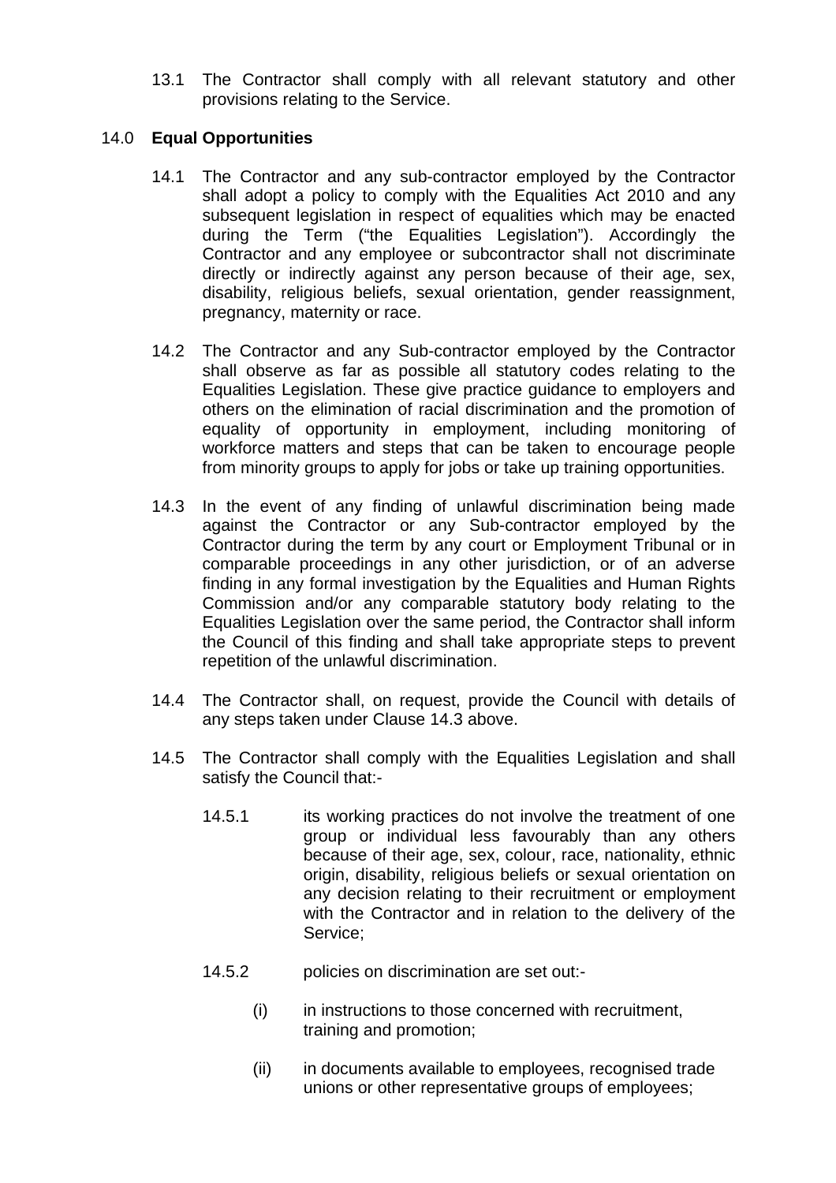13.1 The Contractor shall comply with all relevant statutory and other provisions relating to the Service.

## 14.0 **Equal Opportunities**

14.1 The Contractor and any sub-contractor employed by the Contractor shall adopt a policy to comply with the Equalities Act 2010 and any subsequent legislation in respect of equalities which may be enacted during the Term ("the Equalities Legislation"). Accordingly the Contractor and any employee or subcontractor shall not discriminate directly or indirectly against any person because of their age, sex, disability, religious beliefs, sexual orientation, gender reassignment, pregnancy, maternity or race.

14.2 The Contractor and any Sub-contractor employed by the Contractor shall observe as far as possible all statutory codes relating to the Equalities Legislation. These give practice guidance to employers and others on the elimination of racial discrimination and the promotion of equality of opportunity in employment, including monitoring of workforce matters and steps that can be taken to encourage people from minority groups to apply for jobs or take up training opportunities.

14.3 In the event of any finding of unlawful discrimination being made against the Contractor or any Sub-contractor employed by the Contractor during the term by any court or Employment Tribunal or in comparable proceedings in any other jurisdiction, or of an adverse finding in any formal investigation by the Equalities and Human Rights Commission and/or any comparable statutory body relating to the Equalities Legislation over the same period, the Contractor shall inform the Council of this finding and shall take appropriate steps to prevent repetition of the unlawful discrimination.

14.4 The Contractor shall, on request, provide the Council with details of any steps taken under Clause 14.3 above.

14.5 The Contractor shall comply with the Equalities Legislation and shall satisfy the Council that:-

14.5.1 its working practices do not involve the treatment of one group or individual less favourably than any others because of their age, sex, colour, race, nationality, ethnic origin, disability, religious beliefs or sexual orientation on any decision relating to their recruitment or employment with the Contractor and in relation to the delivery of the Service;

14.5.2 policies on discrimination are set out:-

(i) in instructions to those concerned with recruitment, training and promotion;

(ii) in documents available to employees, recognised trade unions or other representative groups of employees;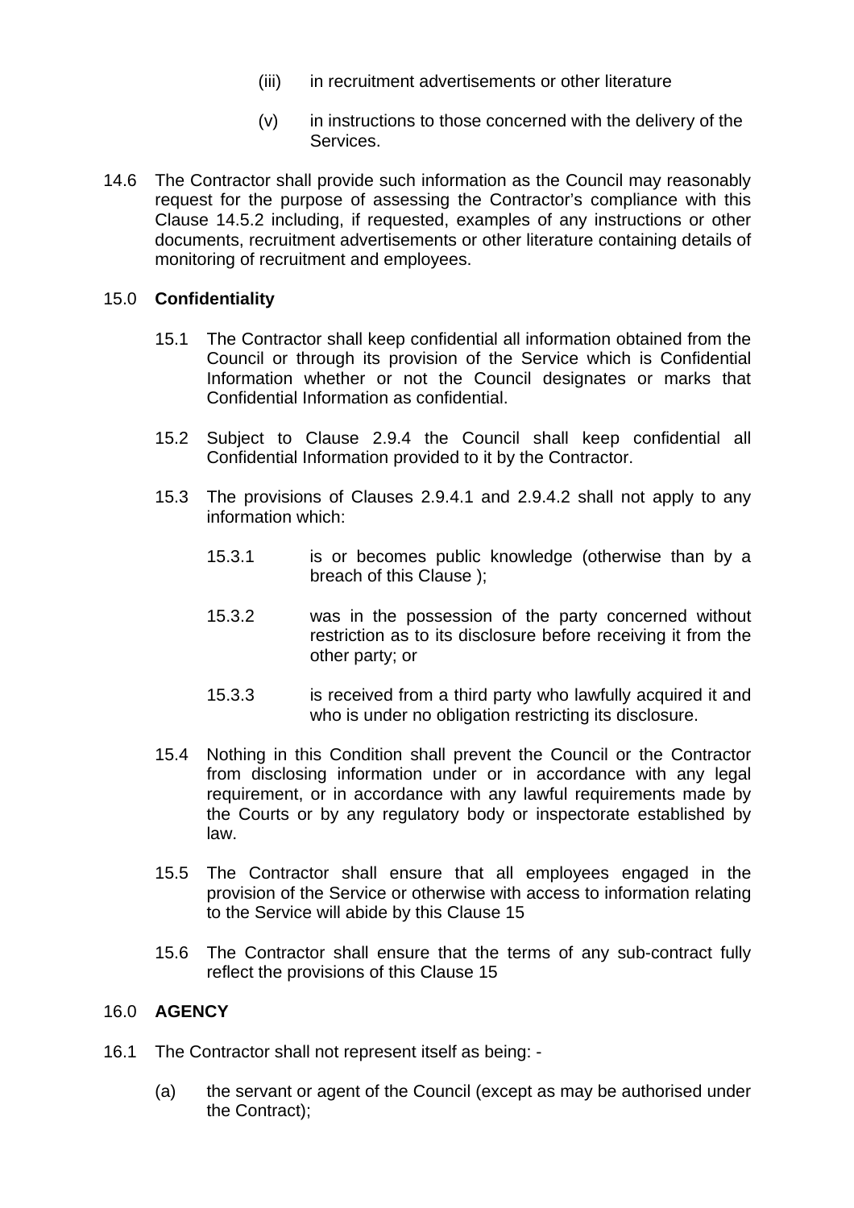(iii) in recruitment advertisements or other literature

(v) in instructions to those concerned with the delivery of the Services.

14.6 The Contractor shall provide such information as the Council may reasonably request for the purpose of assessing the Contractor's compliance with this Clause 14.5.2 including, if requested, examples of any instructions or other documents, recruitment advertisements or other literature containing details of monitoring of recruitment and employees.

## 15.0 Confidentiality

15.1 The Contractor shall keep confidential all information obtained from the Council or through its provision of the Service which is Confidential Information whether or not the Council designates or marks that Confidential Information as confidential.

15.2 Subject to Clause 2.9.4 the Council shall keep confidential all Confidential Information provided to it by the Contractor.

15.3 The provisions of Clauses 2.9.4.1 and 2.9.4.2 shall not apply to any information which:

15.3.1 is or becomes public knowledge (otherwise than by a breach of this Clause );

15.3.2 was in the possession of the party concerned without restriction as to its disclosure before receiving it from the other party; or

15.3.3 is received from a third party who lawfully acquired it and who is under no obligation restricting its disclosure.

15.4 Nothing in this Condition shall prevent the Council or the Contractor from disclosing information under or in accordance with any legal requirement, or in accordance with any lawful requirements made by the Courts or by any regulatory body or inspectorate established by law.

15.5 The Contractor shall ensure that all employees engaged in the provision of the Service or otherwise with access to information relating to the Service will abide by this Clause 15

15.6 The Contractor shall ensure that the terms of any sub-contract fully reflect the provisions of this Clause 15

## 16.0 AGENCY

16.1 The Contractor shall not represent itself as being: -

(a) the servant or agent of the Council (except as may be authorised under the Contract);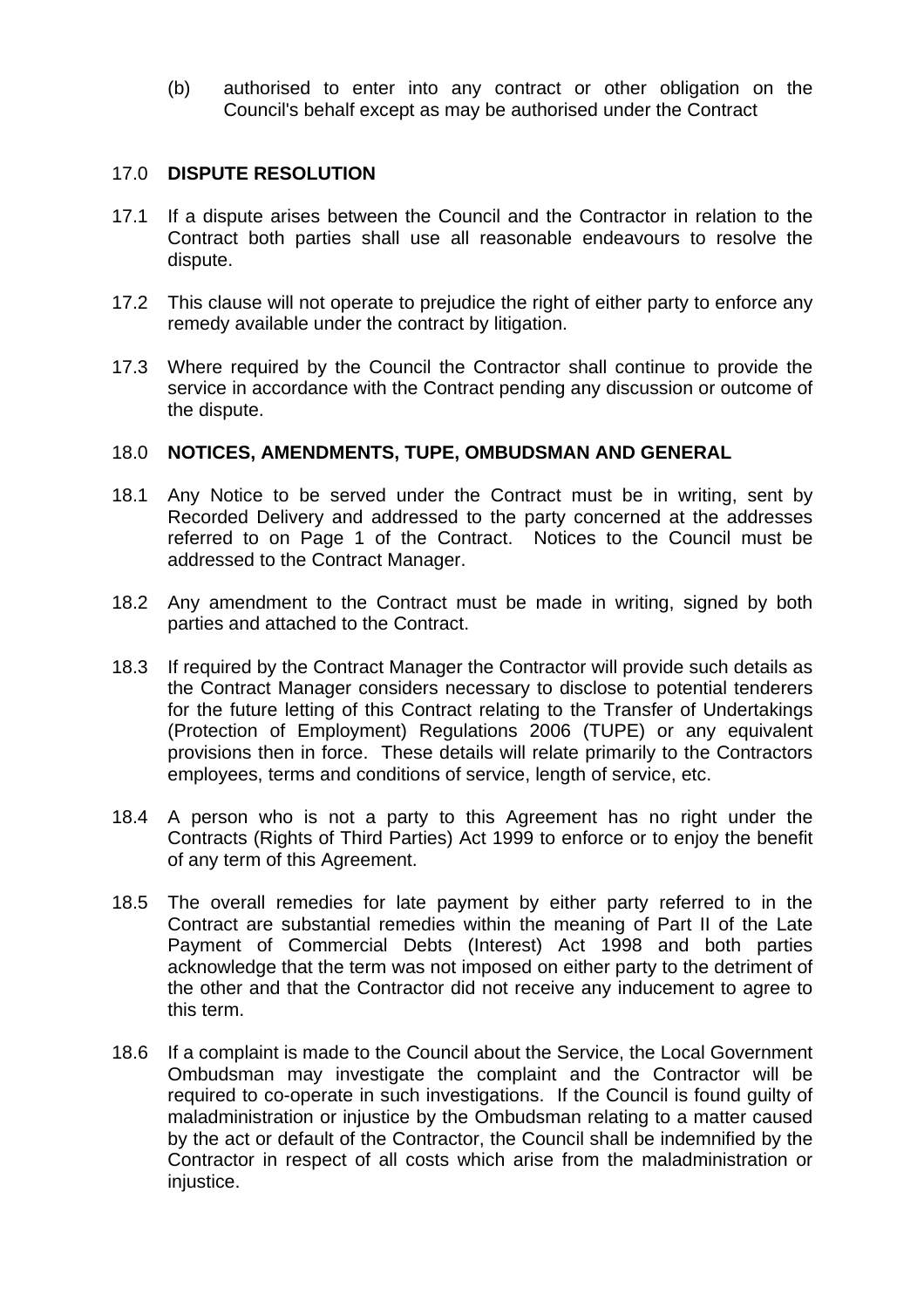(b) authorised to enter into any contract or other obligation on the Council's behalf except as may be authorised under the Contract

## 17.0 DISPUTE RESOLUTION

17.1 If a dispute arises between the Council and the Contractor in relation to the Contract both parties shall use all reasonable endeavours to resolve the dispute.

17.2 This clause will not operate to prejudice the right of either party to enforce any remedy available under the contract by litigation.

17.3 Where required by the Council the Contractor shall continue to provide the service in accordance with the Contract pending any discussion or outcome of the dispute.

## 18.0 NOTICES, AMENDMENTS, TUPE, OMBUDSMAN AND GENERAL

18.1 Any Notice to be served under the Contract must be in writing, sent by Recorded Delivery and addressed to the party concerned at the addresses referred to on Page 1 of the Contract. Notices to the Council must be addressed to the Contract Manager.

18.2 Any amendment to the Contract must be made in writing, signed by both parties and attached to the Contract.

18.3 If required by the Contract Manager the Contractor will provide such details as the Contract Manager considers necessary to disclose to potential tenderers for the future letting of this Contract relating to the Transfer of Undertakings (Protection of Employment) Regulations 2006 (TUPE) or any equivalent provisions then in force. These details will relate primarily to the Contractors employees, terms and conditions of service, length of service, etc.

18.4 A person who is not a party to this Agreement has no right under the Contracts (Rights of Third Parties) Act 1999 to enforce or to enjoy the benefit of any term of this Agreement.

18.5 The overall remedies for late payment by either party referred to in the Contract are substantial remedies within the meaning of Part II of the Late Payment of Commercial Debts (Interest) Act 1998 and both parties acknowledge that the term was not imposed on either party to the detriment of the other and that the Contractor did not receive any inducement to agree to this term.

18.6 If a complaint is made to the Council about the Service, the Local Government Ombudsman may investigate the complaint and the Contractor will be required to co-operate in such investigations. If the Council is found guilty of maladministration or injustice by the Ombudsman relating to a matter caused by the act or default of the Contractor, the Council shall be indemnified by the Contractor in respect of all costs which arise from the maladministration or injustice.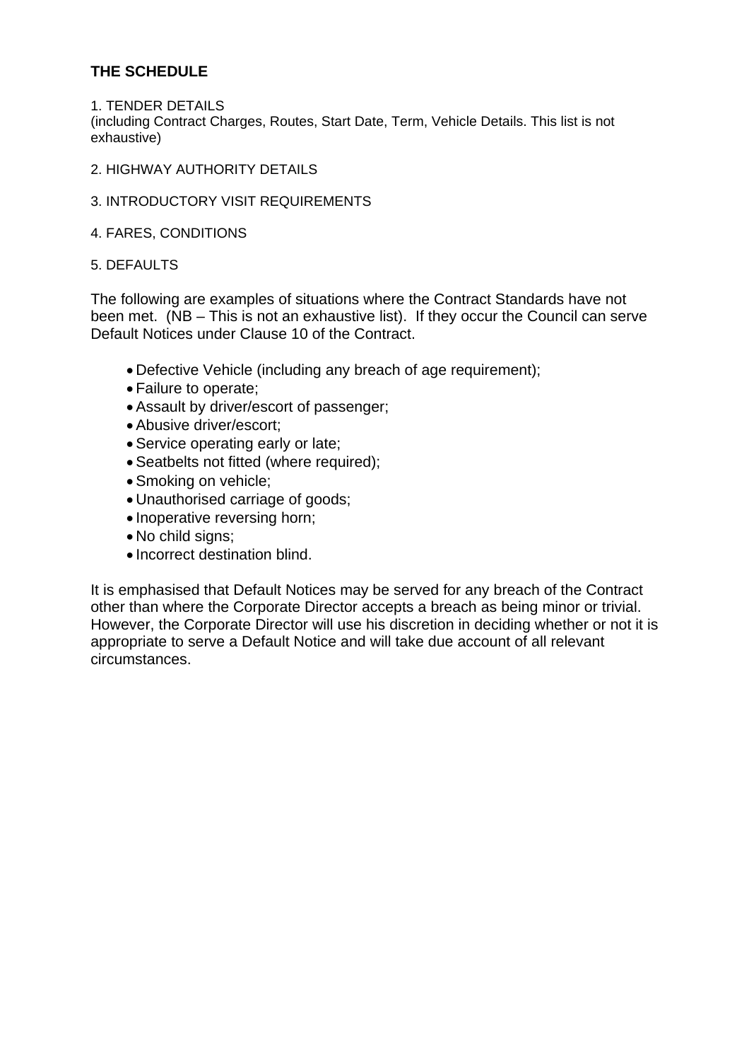## THE SCHEDULE

1. TENDER DETAILS
(including Contract Charges, Routes, Start Date, Term, Vehicle Details. This list is not exhaustive)

2. HIGHWAY AUTHORITY DETAILS

3. INTRODUCTORY VISIT REQUIREMENTS

4. FARES, CONDITIONS

5. DEFAULTS

The following are examples of situations where the Contract Standards have not been met. (NB – This is not an exhaustive list). If they occur the Council can serve Default Notices under Clause 10 of the Contract.

- Defective Vehicle (including any breach of age requirement);
- Failure to operate;
- Assault by driver/escort of passenger;
- Abusive driver/escort;
- Service operating early or late;
- Seatbelts not fitted (where required);
- Smoking on vehicle;
- Unauthorised carriage of goods;
- Inoperative reversing horn;
- No child signs;
- Incorrect destination blind.

It is emphasised that Default Notices may be served for any breach of the Contract other than where the Corporate Director accepts a breach as being minor or trivial. However, the Corporate Director will use his discretion in deciding whether or not it is appropriate to serve a Default Notice and will take due account of all relevant circumstances.